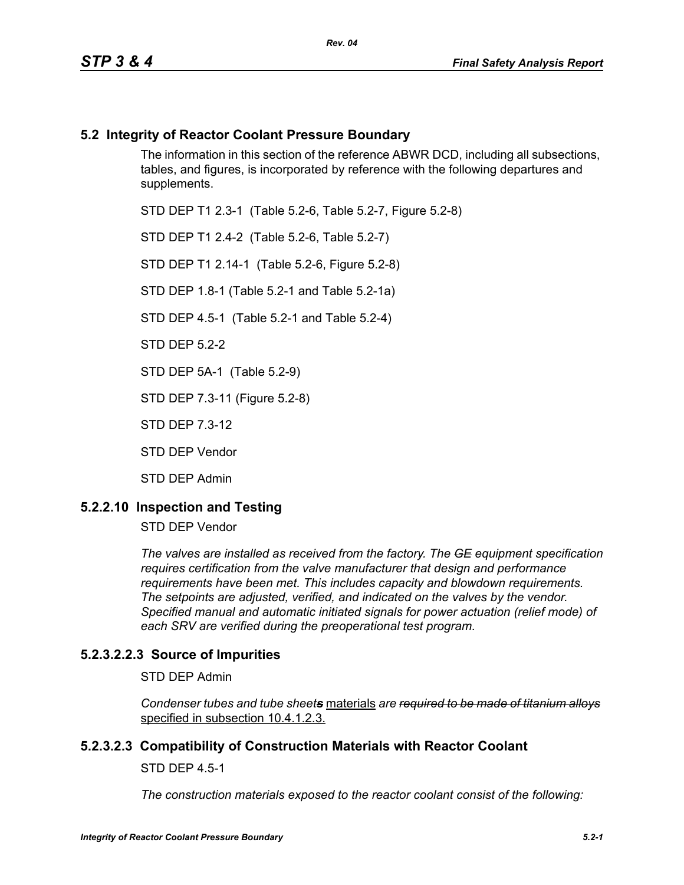## 5.2 Integrity of Reactor Coolant Pressure Boundary

The information in this section of the reference ABWR DCD, including all subsections, tables, and figures, is incorporated by reference with the following departures and supplements.

STD DEP T1 2.3-1 (Table 5.2-6, Table 5.2-7, Figure 5.2-8)

STD DEP T1 2.4-2 (Table 5.2-6, Table 5.2-7)

STD DEP T1 2.14-1 (Table 5.2-6, Figure 5.2-8)

STD DEP 1.8-1 (Table 5.2-1 and Table 5.2-1a)

STD DEP 4.5-1 (Table 5.2-1 and Table 5.2-4)

STD DEP 5.2-2

STD DEP 5A-1 (Table 5.2-9)

STD DEP 7.3-11 (Figure 5.2-8)

STD DEP 7.3-12

STD DEP Vendor

STD DEP Admin

### 5.2.2.10 Inspection and Testing

STD DEP Vendor

*The valves are installed as received from the factory. The ~~GE~~ equipment specification requires certification from the valve manufacturer that design and performance requirements have been met. This includes capacity and blowdown requirements. The setpoints are adjusted, verified, and indicated on the valves by the vendor. Specified manual and automatic initiated signals for power actuation (relief mode) of each SRV are verified during the preoperational test program.*

### 5.2.3.2.2.3 Source of Impurities

STD DEP Admin

*Condenser tubes and tube sheet~~s~~* materials *are ~~required to be made of titanium alloys~~* specified in subsection 10.4.1.2.3.

### 5.2.3.2.3 Compatibility of Construction Materials with Reactor Coolant

STD DEP 4.5-1

*The construction materials exposed to the reactor coolant consist of the following:*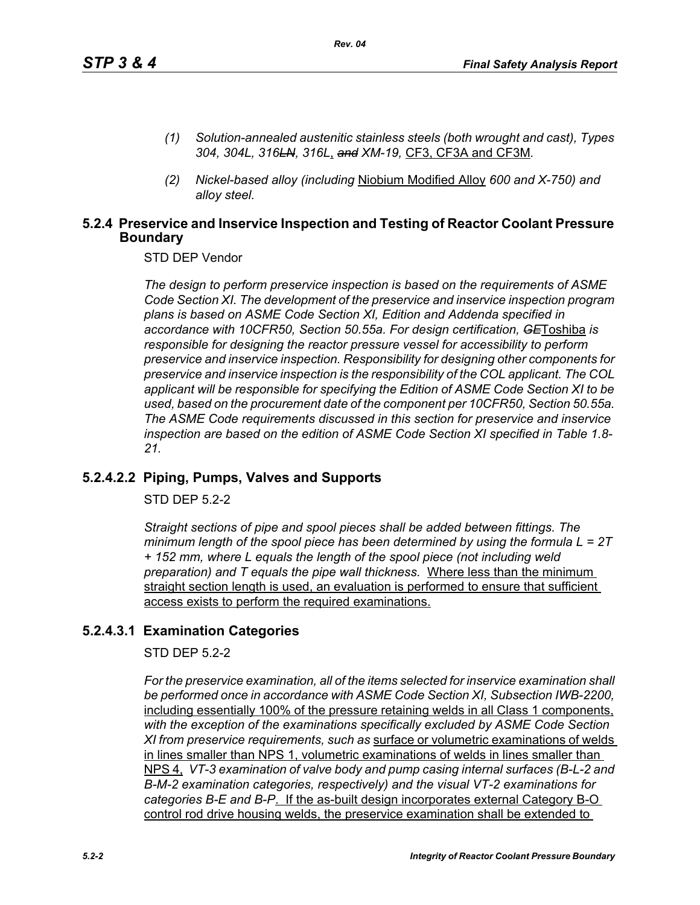*(1) Solution-annealed austenitic stainless steels (both wrought and cast), Types 304, 304L, 316~~LN~~, 316L, ~~and~~ XM-19,* CF3, CF3A and CF3M*.*

*(2) Nickel-based alloy (including* Niobium Modified Alloy *600 and X-750) and alloy steel.*

## 5.2.4 Preservice and Inservice Inspection and Testing of Reactor Coolant Pressure Boundary

STD DEP Vendor

*The design to perform preservice inspection is based on the requirements of ASME Code Section XI. The development of the preservice and inservice inspection program plans is based on ASME Code Section XI, Edition and Addenda specified in accordance with 10CFR50, Section 50.55a. For design certification, ~~GE~~*Toshiba *is responsible for designing the reactor pressure vessel for accessibility to perform preservice and inservice inspection. Responsibility for designing other components for preservice and inservice inspection is the responsibility of the COL applicant. The COL applicant will be responsible for specifying the Edition of ASME Code Section XI to be used, based on the procurement date of the component per 10CFR50, Section 50.55a. The ASME Code requirements discussed in this section for preservice and inservice inspection are based on the edition of ASME Code Section XI specified in Table 1.8-21.*

## 5.2.4.2.2 Piping, Pumps, Valves and Supports

STD DEP 5.2-2

*Straight sections of pipe and spool pieces shall be added between fittings. The minimum length of the spool piece has been determined by using the formula $L = 2T + 152$ mm, where L equals the length of the spool piece (not including weld preparation) and T equals the pipe wall thickness.* Where less than the minimum straight section length is used, an evaluation is performed to ensure that sufficient access exists to perform the required examinations.

## 5.2.4.3.1 Examination Categories

STD DEP 5.2-2

*For the preservice examination, all of the items selected for inservice examination shall be performed once in accordance with ASME Code Section XI, Subsection IWB-2200,* including essentially 100% of the pressure retaining welds in all Class 1 components, *with the exception of the examinations specifically excluded by ASME Code Section XI from preservice requirements, such as* surface or volumetric examinations of welds in lines smaller than NPS 1, volumetric examinations of welds in lines smaller than NPS 4, *VT-3 examination of valve body and pump casing internal surfaces (B-L-2 and B-M-2 examination categories, respectively) and the visual VT-2 examinations for categories B-E and B-P*. If the as-built design incorporates external Category B-O control rod drive housing welds, the preservice examination shall be extended to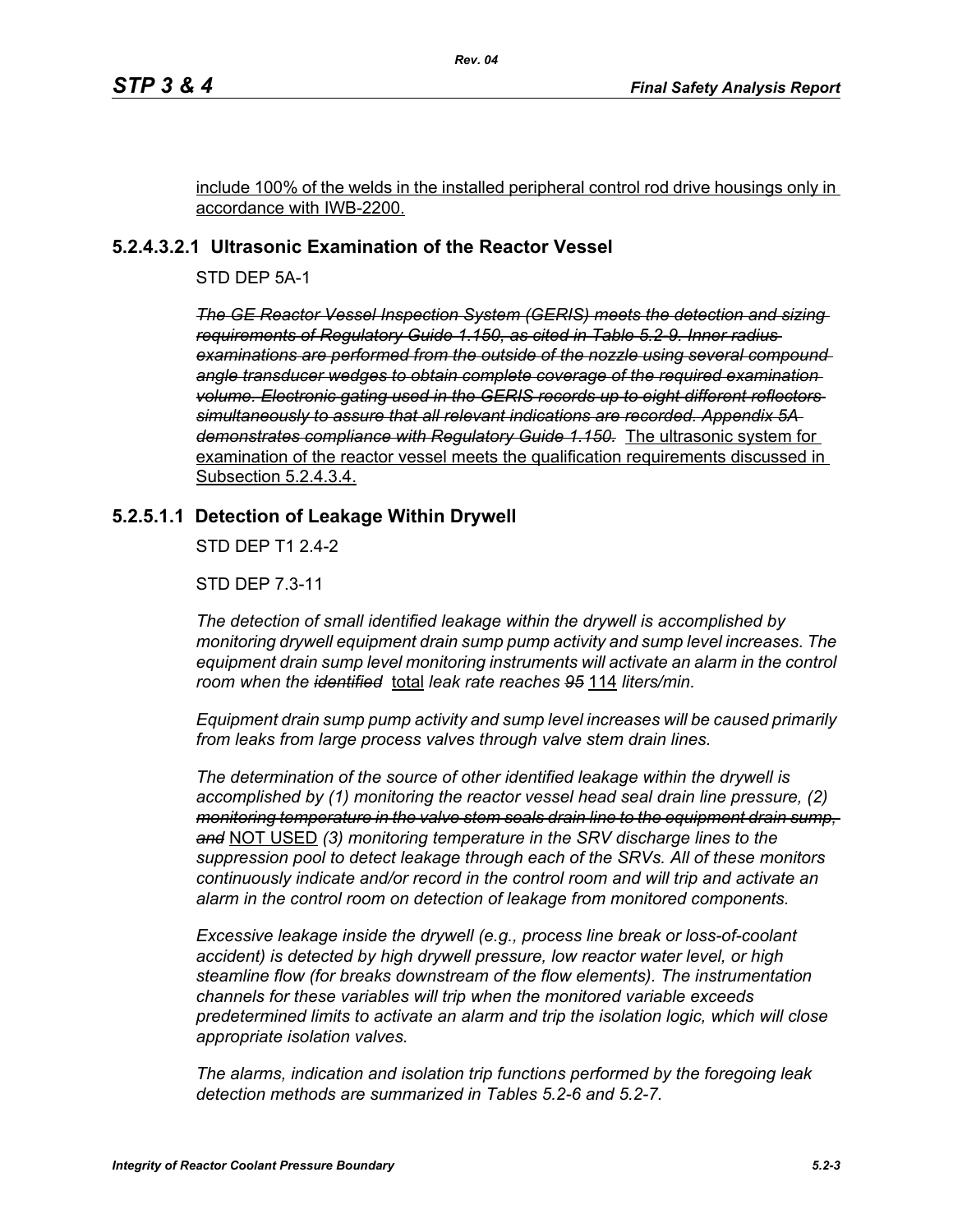include 100% of the welds in the installed peripheral control rod drive housings only in accordance with IWB-2200.

### 5.2.4.3.2.1 Ultrasonic Examination of the Reactor Vessel

STD DEP 5A-1

~~*The GE Reactor Vessel Inspection System (GERIS) meets the detection and sizing requirements of Regulatory Guide 1.150, as cited in Table 5.2-9. Inner radius examinations are performed from the outside of the nozzle using several compound angle transducer wedges to obtain complete coverage of the required examination volume. Electronic gating used in the GERIS records up to eight different reflectors simultaneously to assure that all relevant indications are recorded. Appendix 5A demonstrates compliance with Regulatory Guide 1.150.*~~ The ultrasonic system for examination of the reactor vessel meets the qualification requirements discussed in Subsection 5.2.4.3.4.

### 5.2.5.1.1 Detection of Leakage Within Drywell

STD DEP T1 2.4-2

STD DEP 7.3-11

*The detection of small identified leakage within the drywell is accomplished by monitoring drywell equipment drain sump pump activity and sump level increases. The equipment drain sump level monitoring instruments will activate an alarm in the control room when the ~~identified~~* total *leak rate reaches ~~95~~* 114 *liters/min.*

*Equipment drain sump pump activity and sump level increases will be caused primarily from leaks from large process valves through valve stem drain lines.*

*The determination of the source of other identified leakage within the drywell is accomplished by (1) monitoring the reactor vessel head seal drain line pressure, (2) ~~monitoring temperature in the valve stem seals drain line to the equipment drain sump, and~~* NOT USED *(3) monitoring temperature in the SRV discharge lines to the suppression pool to detect leakage through each of the SRVs. All of these monitors continuously indicate and/or record in the control room and will trip and activate an alarm in the control room on detection of leakage from monitored components.*

*Excessive leakage inside the drywell (e.g., process line break or loss-of-coolant accident) is detected by high drywell pressure, low reactor water level, or high steamline flow (for breaks downstream of the flow elements). The instrumentation channels for these variables will trip when the monitored variable exceeds predetermined limits to activate an alarm and trip the isolation logic, which will close appropriate isolation valves.*

*The alarms, indication and isolation trip functions performed by the foregoing leak detection methods are summarized in Tables 5.2-6 and 5.2-7.*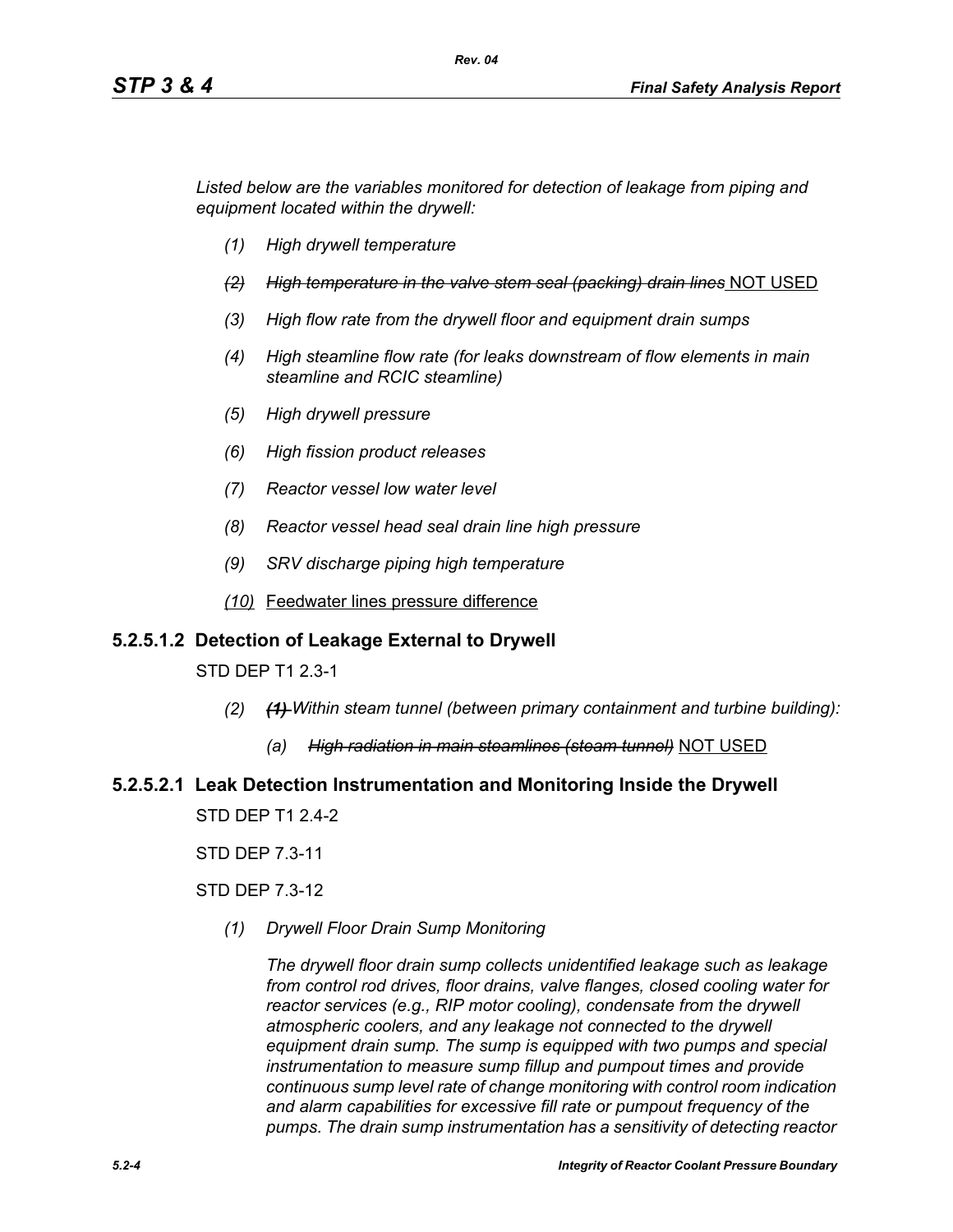*Listed below are the variables monitored for detection of leakage from piping and equipment located within the drywell:*

- *(1)* *High drywell temperature*
- ~~*(2)*~~ ~~*High temperature in the valve stem seal (packing) drain lines*~~ <u>NOT USED</u>
- *(3)* *High flow rate from the drywell floor and equipment drain sumps*
- *(4)* *High steamline flow rate (for leaks downstream of flow elements in main steamline and RCIC steamline)*
- *(5)* *High drywell pressure*
- *(6)* *High fission product releases*
- *(7)* *Reactor vessel low water level*
- *(8)* *Reactor vessel head seal drain line high pressure*
- *(9)* *SRV discharge piping high temperature*
- <u>*(10)*</u> <u>Feedwater lines pressure difference</u>

### 5.2.5.1.2 Detection of Leakage External to Drywell

STD DEP T1 2.3-1

- *(2)* ~~***(1)***~~ *Within steam tunnel (between primary containment and turbine building):*
  - *(a)* ~~*High radiation in main steamlines (steam tunnel)*~~ <u>NOT USED</u>

### 5.2.5.2.1 Leak Detection Instrumentation and Monitoring Inside the Drywell

STD DEP T1 2.4-2

STD DEP 7.3-11

STD DEP 7.3-12

*(1)* *Drywell Floor Drain Sump Monitoring*

*The drywell floor drain sump collects unidentified leakage such as leakage from control rod drives, floor drains, valve flanges, closed cooling water for reactor services (e.g., RIP motor cooling), condensate from the drywell atmospheric coolers, and any leakage not connected to the drywell equipment drain sump. The sump is equipped with two pumps and special instrumentation to measure sump fillup and pumpout times and provide continuous sump level rate of change monitoring with control room indication and alarm capabilities for excessive fill rate or pumpout frequency of the pumps. The drain sump instrumentation has a sensitivity of detecting reactor*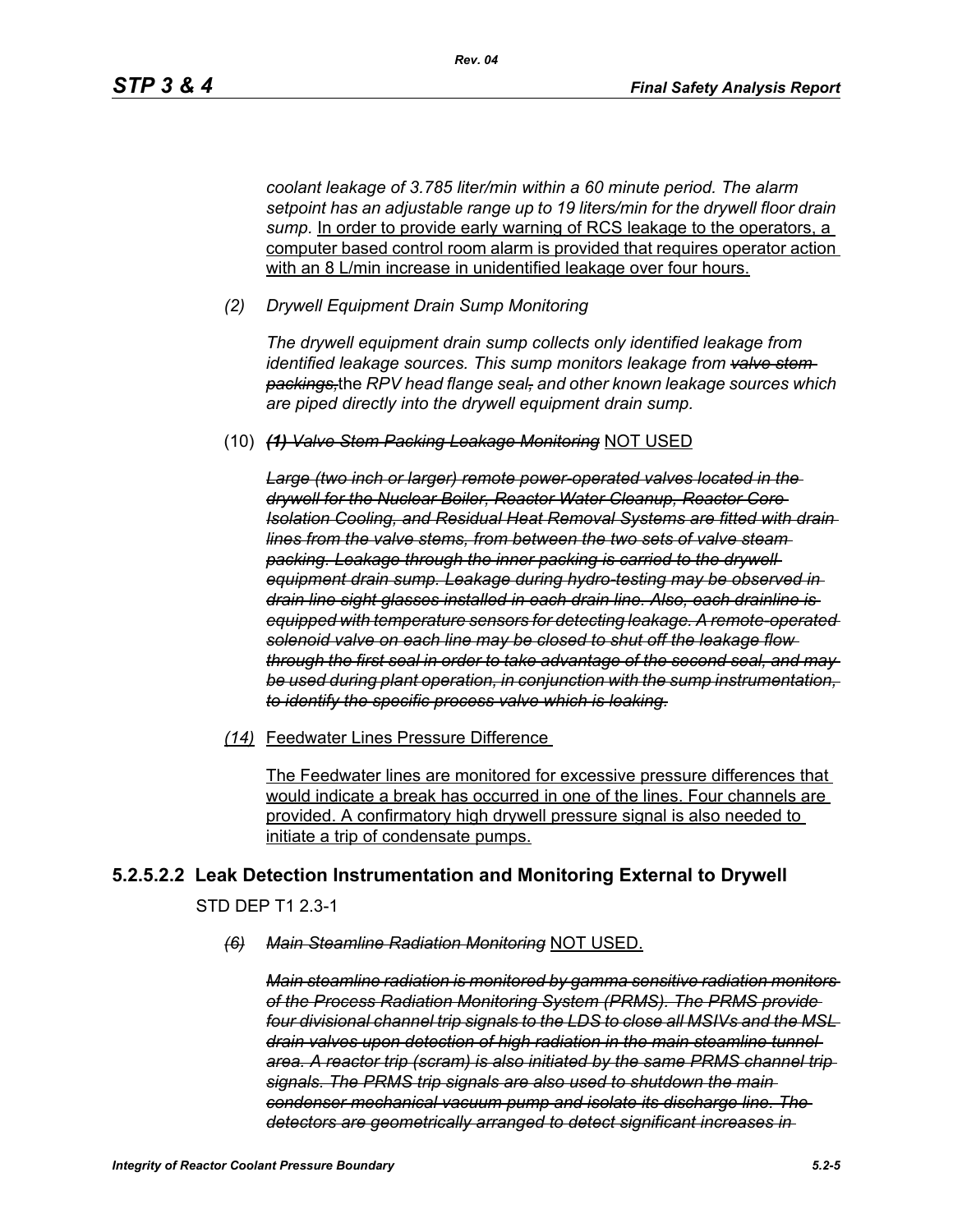*coolant leakage of 3.785 liter/min within a 60 minute period. The alarm setpoint has an adjustable range up to 19 liters/min for the drywell floor drain sump.* <u>In order to provide early warning of RCS leakage to the operators, a computer based control room alarm is provided that requires operator action with an 8 L/min increase in unidentified leakage over four hours.</u>

*(2) Drywell Equipment Drain Sump Monitoring*

*The drywell equipment drain sump collects only identified leakage from identified leakage sources. This sump monitors leakage from ~~valve stem packings,~~*the *RPV head flange seal~~,~~ and other known leakage sources which are piped directly into the drywell equipment drain sump.*

(10) ***~~(1) Valve Stem Packing Leakage Monitoring~~*** <u>NOT USED</u>

***~~Large (two inch or larger) remote power-operated valves located in the drywell for the Nuclear Boiler, Reactor Water Cleanup, Reactor Core Isolation Cooling, and Residual Heat Removal Systems are fitted with drain lines from the valve stems, from between the two sets of valve steam packing. Leakage through the inner packing is carried to the drywell equipment drain sump. Leakage during hydro-testing may be observed in drain line sight glasses installed in each drain line. Also, each drainline is equipped with temperature sensors for detecting leakage. A remote-operated solenoid valve on each line may be closed to shut off the leakage flow through the first seal in order to take advantage of the second seal, and may be used during plant operation, in conjunction with the sump instrumentation, to identify the specific process valve which is leaking.~~***

<u>*(14)* Feedwater Lines Pressure Difference</u>

<u>The Feedwater lines are monitored for excessive pressure differences that would indicate a break has occurred in one of the lines. Four channels are provided. A confirmatory high drywell pressure signal is also needed to initiate a trip of condensate pumps.</u>

### 5.2.5.2.2 Leak Detection Instrumentation and Monitoring External to Drywell

STD DEP T1 2.3-1

*~~(6) Main Steamline Radiation Monitoring~~* <u>NOT USED.</u>

***~~Main steamline radiation is monitored by gamma sensitive radiation monitors of the Process Radiation Monitoring System (PRMS). The PRMS provide four divisional channel trip signals to the LDS to close all MSIVs and the MSL drain valves upon detection of high radiation in the main steamline tunnel area. A reactor trip (scram) is also initiated by the same PRMS channel trip signals. The PRMS trip signals are also used to shutdown the main condenser mechanical vacuum pump and isolate its discharge line. The detectors are geometrically arranged to detect significant increases in~~***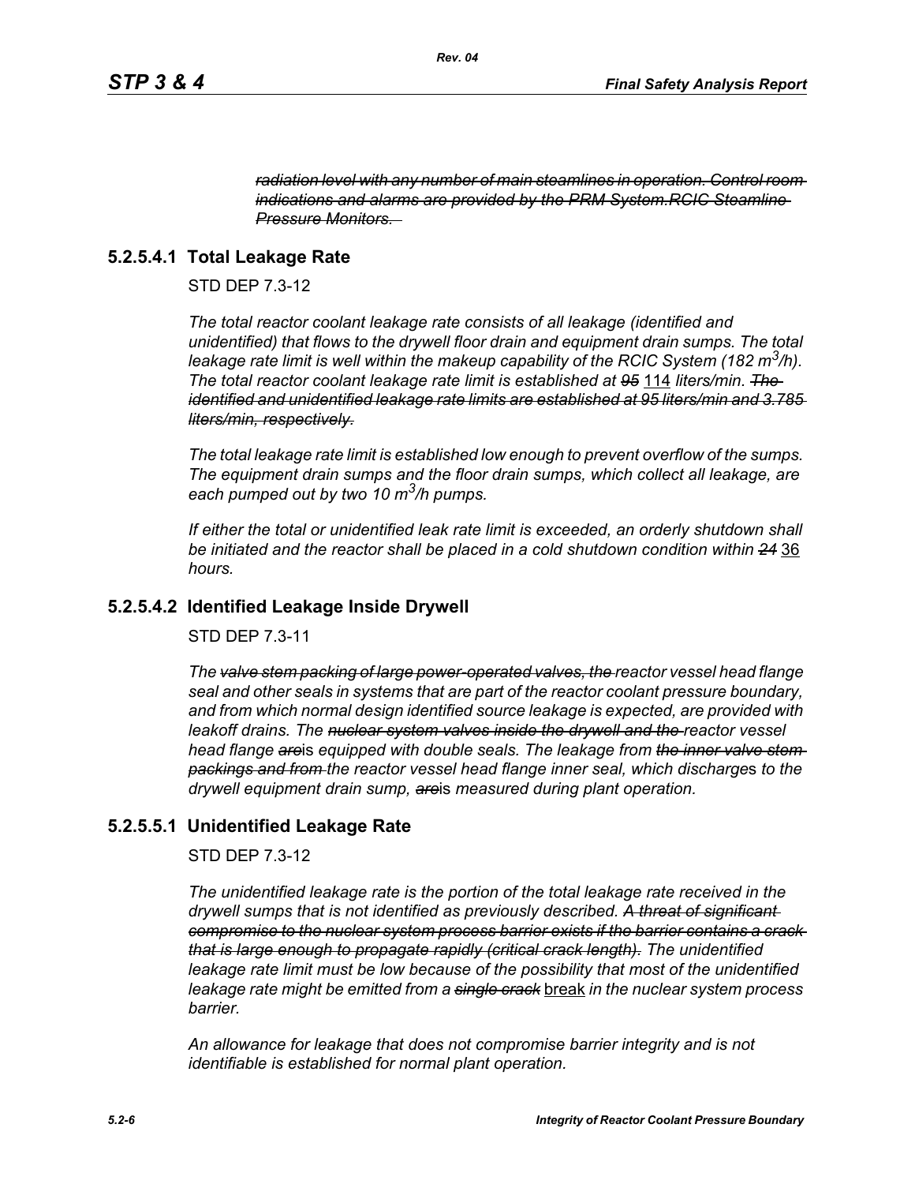~~*radiation level with any number of main steamlines in operation. Control room indications and alarms are provided by the PRM System.RCIC Steamline Pressure Monitors.*~~

### 5.2.5.4.1 Total Leakage Rate

STD DEP 7.3-12

*The total reactor coolant leakage rate consists of all leakage (identified and unidentified) that flows to the drywell floor drain and equipment drain sumps. The total leakage rate limit is well within the makeup capability of the RCIC System (182 $m^3$/h). The total reactor coolant leakage rate limit is established at ~~95~~* <u>114</u> *liters/min. ~~The identified and unidentified leakage rate limits are established at 95 liters/min and 3.785 liters/min, respectively.~~*

*The total leakage rate limit is established low enough to prevent overflow of the sumps. The equipment drain sumps and the floor drain sumps, which collect all leakage, are each pumped out by two 10 $m^3$/h pumps.*

*If either the total or unidentified leak rate limit is exceeded, an orderly shutdown shall be initiated and the reactor shall be placed in a cold shutdown condition within ~~24~~* <u>36</u> *hours.*

### 5.2.5.4.2 Identified Leakage Inside Drywell

STD DEP 7.3-11

*The ~~valve stem packing of large power-operated valves, the~~ reactor vessel head flange seal and other seals in systems that are part of the reactor coolant pressure boundary, and from which normal design identified source leakage is expected, are provided with leakoff drains. The ~~nuclear system valves inside the drywell and the~~ reactor vessel head flange ~~are~~*is *equipped with double seals. The leakage from ~~the inner valve stem packings and from~~ the reactor vessel head flange inner seal, which discharge*s *to the drywell equipment drain sump, ~~are~~*is *measured during plant operation.*

### 5.2.5.5.1 Unidentified Leakage Rate

STD DEP 7.3-12

*The unidentified leakage rate is the portion of the total leakage rate received in the drywell sumps that is not identified as previously described. ~~A threat of significant compromise to the nuclear system process barrier exists if the barrier contains a crack that is large enough to propagate rapidly (critical crack length).~~ The unidentified leakage rate limit must be low because of the possibility that most of the unidentified leakage rate might be emitted from a ~~single crack~~* <u>break</u> *in the nuclear system process barrier.*

*An allowance for leakage that does not compromise barrier integrity and is not identifiable is established for normal plant operation.*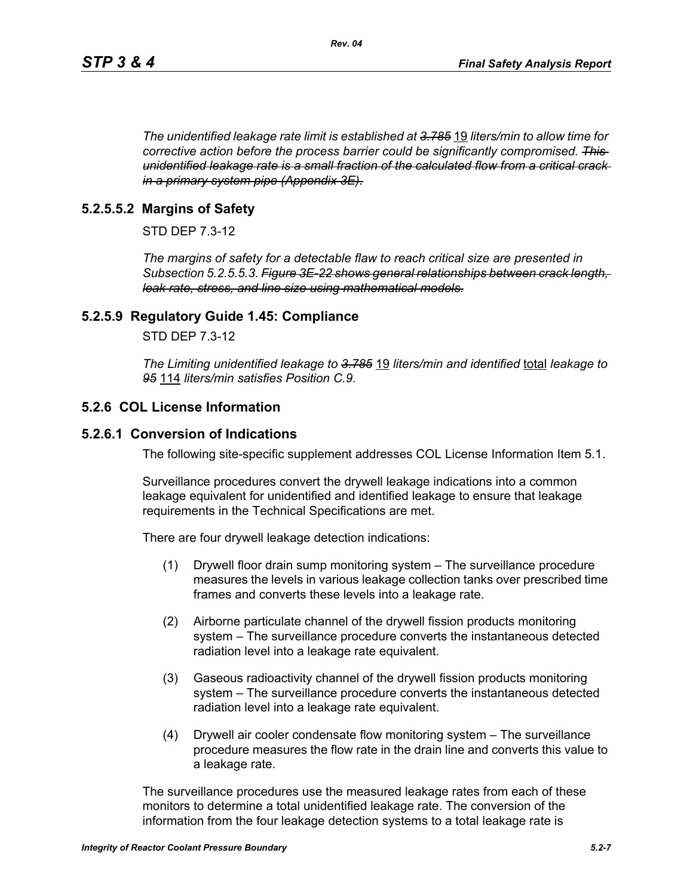*The unidentified leakage rate limit is established at ~~3.785~~* <u>19</u> *liters/min to allow time for corrective action before the process barrier could be significantly compromised. ~~This unidentified leakage rate is a small fraction of the calculated flow from a critical crack in a primary system pipe (Appendix 3E).~~*

### 5.2.5.5.2 Margins of Safety

STD DEP 7.3-12

*The margins of safety for a detectable flaw to reach critical size are presented in Subsection 5.2.5.5.3. ~~Figure 3E-22 shows general relationships between crack length, leak rate, stress, and line size using mathematical models.~~*

### 5.2.5.9 Regulatory Guide 1.45: Compliance

STD DEP 7.3-12

*The Limiting unidentified leakage to ~~3.785~~* <u>19</u> *liters/min and identified* <u>total</u> *leakage to ~~95~~* <u>114</u> *liters/min satisfies Position C.9.*

## 5.2.6 COL License Information

### 5.2.6.1 Conversion of Indications

The following site-specific supplement addresses COL License Information Item 5.1.

Surveillance procedures convert the drywell leakage indications into a common leakage equivalent for unidentified and identified leakage to ensure that leakage requirements in the Technical Specifications are met.

There are four drywell leakage detection indications:

(1) Drywell floor drain sump monitoring system – The surveillance procedure measures the levels in various leakage collection tanks over prescribed time frames and converts these levels into a leakage rate.

(2) Airborne particulate channel of the drywell fission products monitoring system – The surveillance procedure converts the instantaneous detected radiation level into a leakage rate equivalent.

(3) Gaseous radioactivity channel of the drywell fission products monitoring system – The surveillance procedure converts the instantaneous detected radiation level into a leakage rate equivalent.

(4) Drywell air cooler condensate flow monitoring system – The surveillance procedure measures the flow rate in the drain line and converts this value to a leakage rate.

The surveillance procedures use the measured leakage rates from each of these monitors to determine a total unidentified leakage rate. The conversion of the information from the four leakage detection systems to a total leakage rate is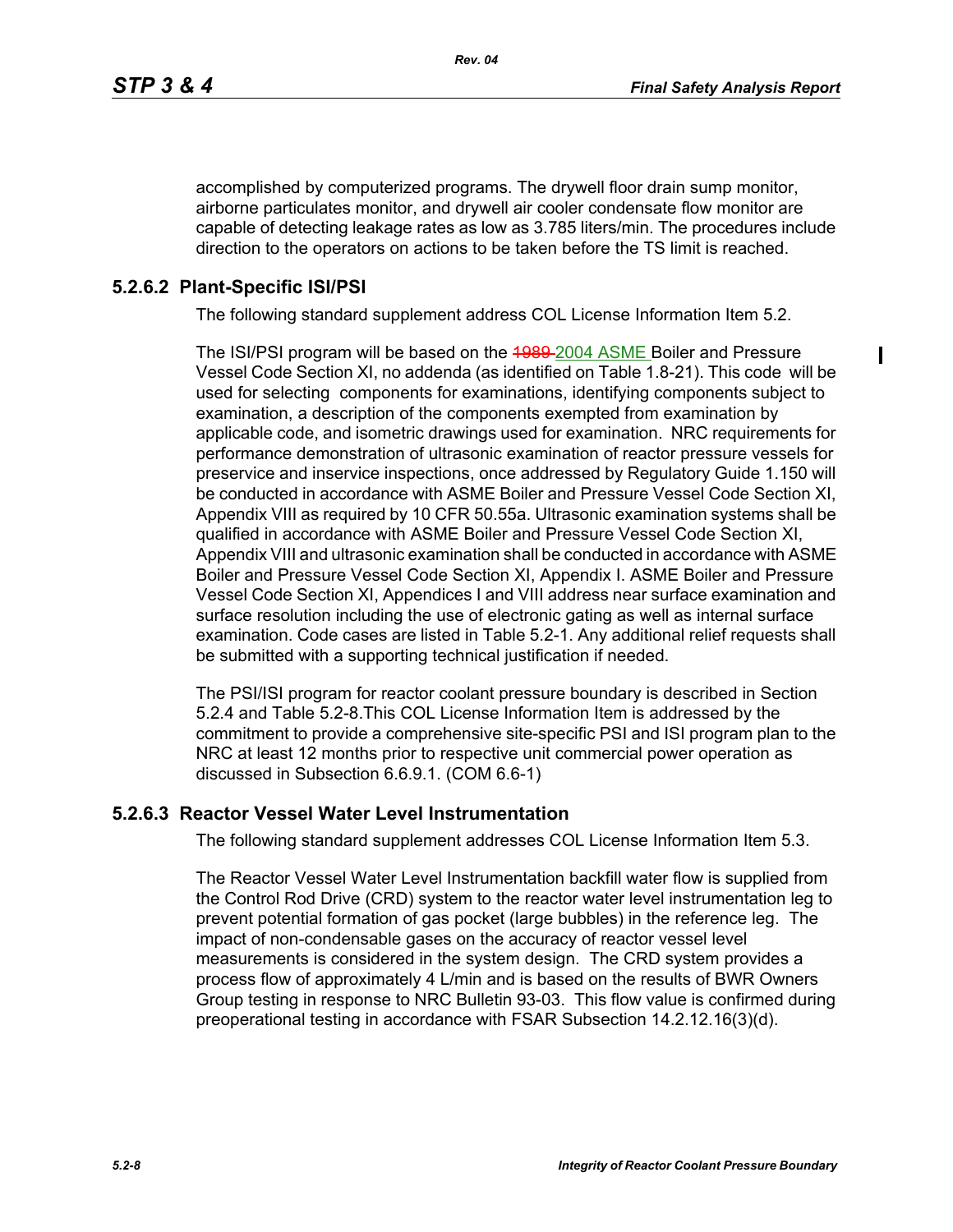accomplished by computerized programs. The drywell floor drain sump monitor, airborne particulates monitor, and drywell air cooler condensate flow monitor are capable of detecting leakage rates as low as 3.785 liters/min. The procedures include direction to the operators on actions to be taken before the TS limit is reached.

### 5.2.6.2 Plant-Specific ISI/PSI

The following standard supplement address COL License Information Item 5.2.

The ISI/PSI program will be based on the ~~1989~~ 2004 ASME Boiler and Pressure Vessel Code Section XI, no addenda (as identified on Table 1.8-21). This code will be used for selecting components for examinations, identifying components subject to examination, a description of the components exempted from examination by applicable code, and isometric drawings used for examination. NRC requirements for performance demonstration of ultrasonic examination of reactor pressure vessels for preservice and inservice inspections, once addressed by Regulatory Guide 1.150 will be conducted in accordance with ASME Boiler and Pressure Vessel Code Section XI, Appendix VIII as required by 10 CFR 50.55a. Ultrasonic examination systems shall be qualified in accordance with ASME Boiler and Pressure Vessel Code Section XI, Appendix VIII and ultrasonic examination shall be conducted in accordance with ASME Boiler and Pressure Vessel Code Section XI, Appendix I. ASME Boiler and Pressure Vessel Code Section XI, Appendices I and VIII address near surface examination and surface resolution including the use of electronic gating as well as internal surface examination. Code cases are listed in Table 5.2-1. Any additional relief requests shall be submitted with a supporting technical justification if needed.

The PSI/ISI program for reactor coolant pressure boundary is described in Section 5.2.4 and Table 5.2-8.This COL License Information Item is addressed by the commitment to provide a comprehensive site-specific PSI and ISI program plan to the NRC at least 12 months prior to respective unit commercial power operation as discussed in Subsection 6.6.9.1. (COM 6.6-1)

### 5.2.6.3 Reactor Vessel Water Level Instrumentation

The following standard supplement addresses COL License Information Item 5.3.

The Reactor Vessel Water Level Instrumentation backfill water flow is supplied from the Control Rod Drive (CRD) system to the reactor water level instrumentation leg to prevent potential formation of gas pocket (large bubbles) in the reference leg. The impact of non-condensable gases on the accuracy of reactor vessel level measurements is considered in the system design. The CRD system provides a process flow of approximately 4 L/min and is based on the results of BWR Owners Group testing in response to NRC Bulletin 93-03. This flow value is confirmed during preoperational testing in accordance with FSAR Subsection 14.2.12.16(3)(d).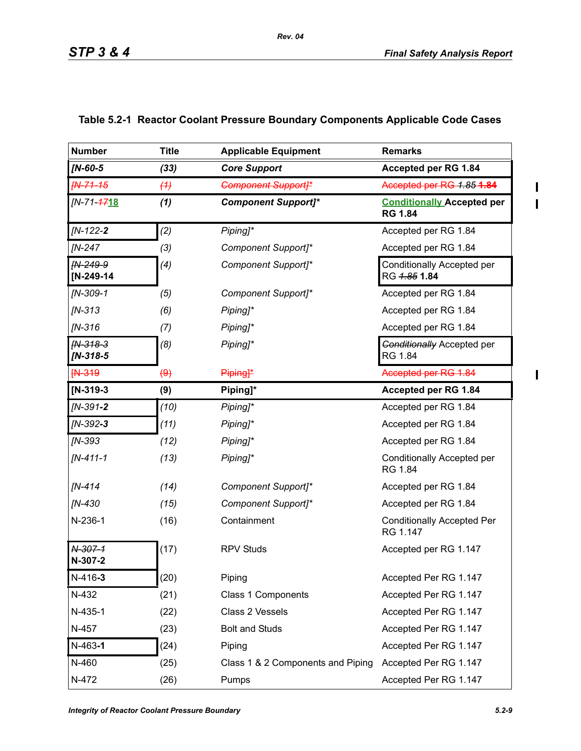### Table 5.2-1 Reactor Coolant Pressure Boundary Components Applicable Code Cases

| Number | Title | Applicable Equipment | Remarks |
|---|---|---|---|
| ***[N-60-5*** | ***(33)*** | ***Core Support*** | **Accepted per RG 1.84** |
| ~~*[N-71-15*~~ | ~~*(1)*~~ | ~~*Component Support]**~~ | ~~Accepted per RG *1.85* **1.84**~~ |
| *[N-71-~~17~~18* | ***(1)*** | ***Component Support]**** | **Conditionally Accepted per RG 1.84** |
| *[N-122-**2*** | *(2)* | *Piping]** | Accepted per RG 1.84 |
| *[N-247* | *(3)* | *Component Support]** | Accepted per RG 1.84 |
| ~~*[N-249-9*~~ **[N-249-14** | *(4)* | *Component Support]** | Conditionally Accepted per RG ~~*1.85*~~ **1.84** |
| *[N-309-1* | *(5)* | *Component Support]** | Accepted per RG 1.84 |
| *[N-313* | *(6)* | *Piping]** | Accepted per RG 1.84 |
| *[N-316* | *(7)* | *Piping]** | Accepted per RG 1.84 |
| ~~*[N-318-3*~~ ***[N-318-5*** | *(8)* | *Piping]** | ~~*Conditionally*~~ Accepted per RG 1.84 |
| ~~[N-319~~ | ~~(9)~~ | ~~Piping]*~~ | ~~Accepted per RG 1.84~~ |
| **[N-319-3** | **(9)** | **Piping]*** | **Accepted per RG 1.84** |
| *[N-391-**2*** | *(10)* | *Piping]** | Accepted per RG 1.84 |
| *[N-392-**3*** | *(11)* | *Piping]** | Accepted per RG 1.84 |
| *[N-393* | *(12)* | *Piping]** | Accepted per RG 1.84 |
| *[N-411-1* | *(13)* | *Piping]** | Conditionally Accepted per RG 1.84 |
| *[N-414* | *(14)* | *Component Support]** | Accepted per RG 1.84 |
| *[N-430* | *(15)* | *Component Support]** | Accepted per RG 1.84 |
| N-236-1 | (16) | Containment | Conditionally Accepted Per RG 1.147 |
| ~~*N-307-1*~~ **N-307-2** | (17) | RPV Studs | Accepted per RG 1.147 |
| N-416-**3** | (20) | Piping | Accepted Per RG 1.147 |
| N-432 | (21) | Class 1 Components | Accepted Per RG 1.147 |
| N-435-1 | (22) | Class 2 Vessels | Accepted Per RG 1.147 |
| N-457 | (23) | Bolt and Studs | Accepted Per RG 1.147 |
| N-463-**1** | (24) | Piping | Accepted Per RG 1.147 |
| N-460 | (25) | Class 1 & 2 Components and Piping | Accepted Per RG 1.147 |
| N-472 | (26) | Pumps | Accepted Per RG 1.147 |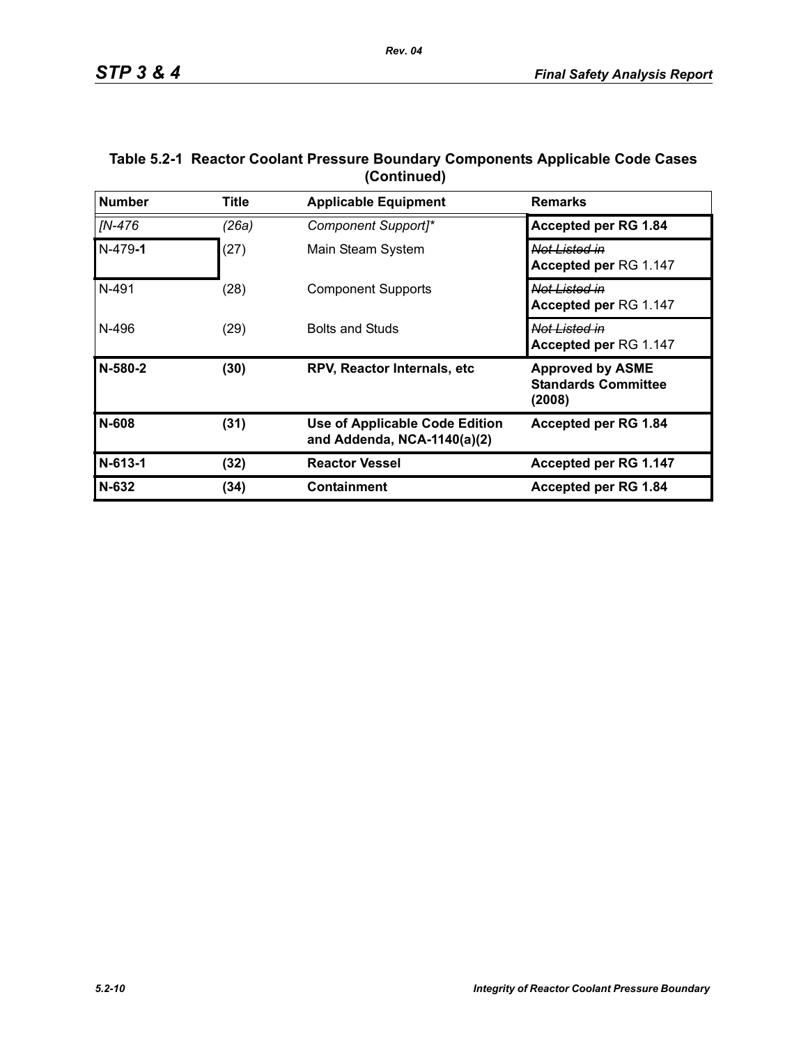**Table 5.2-1 Reactor Coolant Pressure Boundary Components Applicable Code Cases (Continued)**

| Number | Title | Applicable Equipment | Remarks |
|---|---|---|---|
| *[N-476* | *(26a)* | *Component Support]** | **Accepted per RG 1.84** |
| N-479**-1** | (27) | Main Steam System | ~~*Not Listed in*~~ **Accepted per** RG 1.147 |
| N-491 | (28) | Component Supports | ~~*Not Listed in*~~ **Accepted per** RG 1.147 |
| N-496 | (29) | Bolts and Studs | ~~*Not Listed in*~~ **Accepted per** RG 1.147 |
| **N-580-2** | **(30)** | **RPV, Reactor Internals, etc** | **Approved by ASME Standards Committee (2008)** |
| **N-608** | **(31)** | **Use of Applicable Code Edition and Addenda, NCA-1140(a)(2)** | **Accepted per RG 1.84** |
| **N-613-1** | **(32)** | **Reactor Vessel** | **Accepted per RG 1.147** |
| **N-632** | **(34)** | **Containment** | **Accepted per RG 1.84** |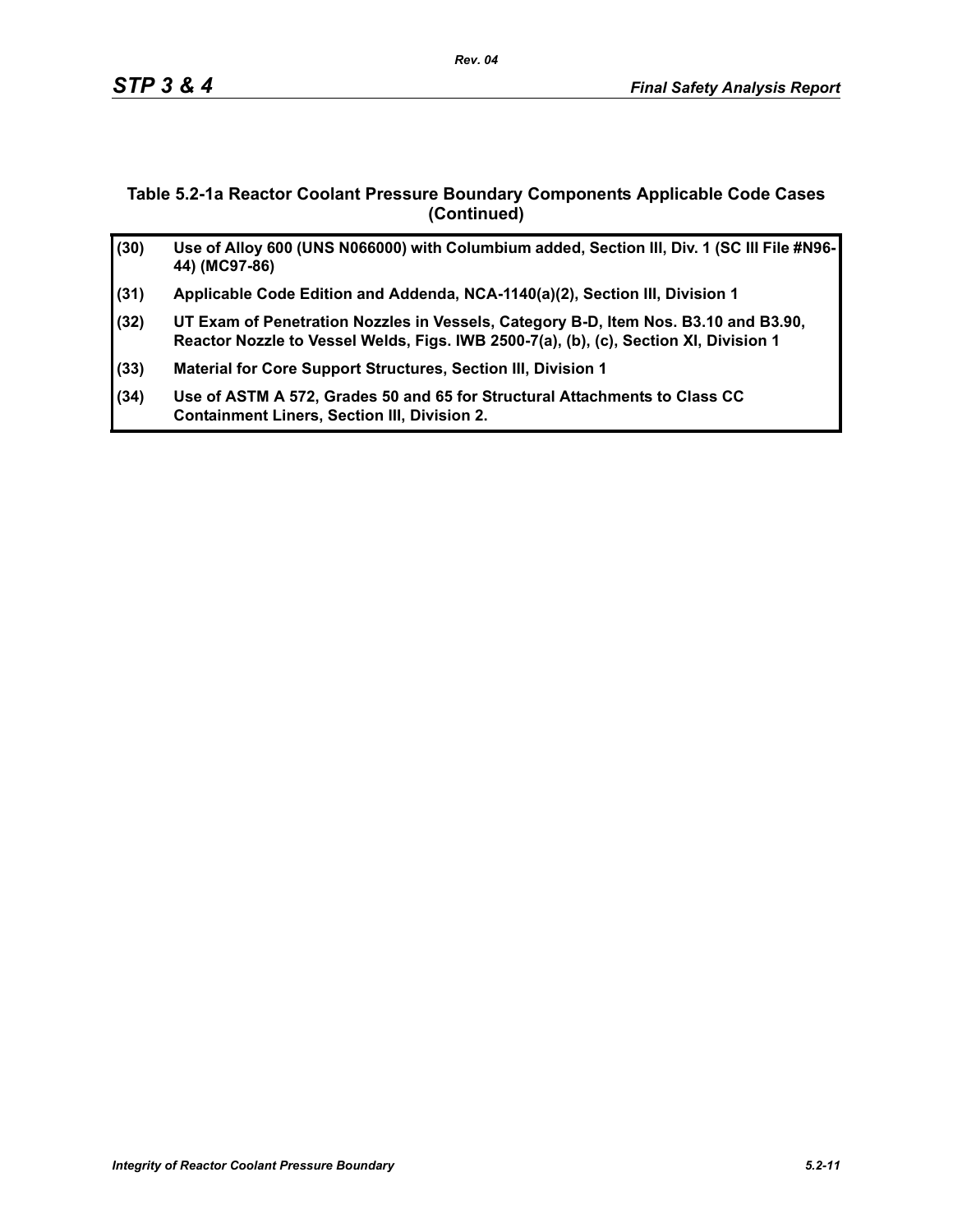## Table 5.2-1a Reactor Coolant Pressure Boundary Components Applicable Code Cases (Continued)

| | |
|---|---|
| (30) | Use of Alloy 600 (UNS N066000) with Columbium added, Section III, Div. 1 (SC III File #N96-44) (MC97-86) |
| (31) | Applicable Code Edition and Addenda, NCA-1140(a)(2), Section III, Division 1 |
| (32) | UT Exam of Penetration Nozzles in Vessels, Category B-D, Item Nos. B3.10 and B3.90, Reactor Nozzle to Vessel Welds, Figs. IWB 2500-7(a), (b), (c), Section XI, Division 1 |
| (33) | Material for Core Support Structures, Section III, Division 1 |
| (34) | Use of ASTM A 572, Grades 50 and 65 for Structural Attachments to Class CC Containment Liners, Section III, Division 2. |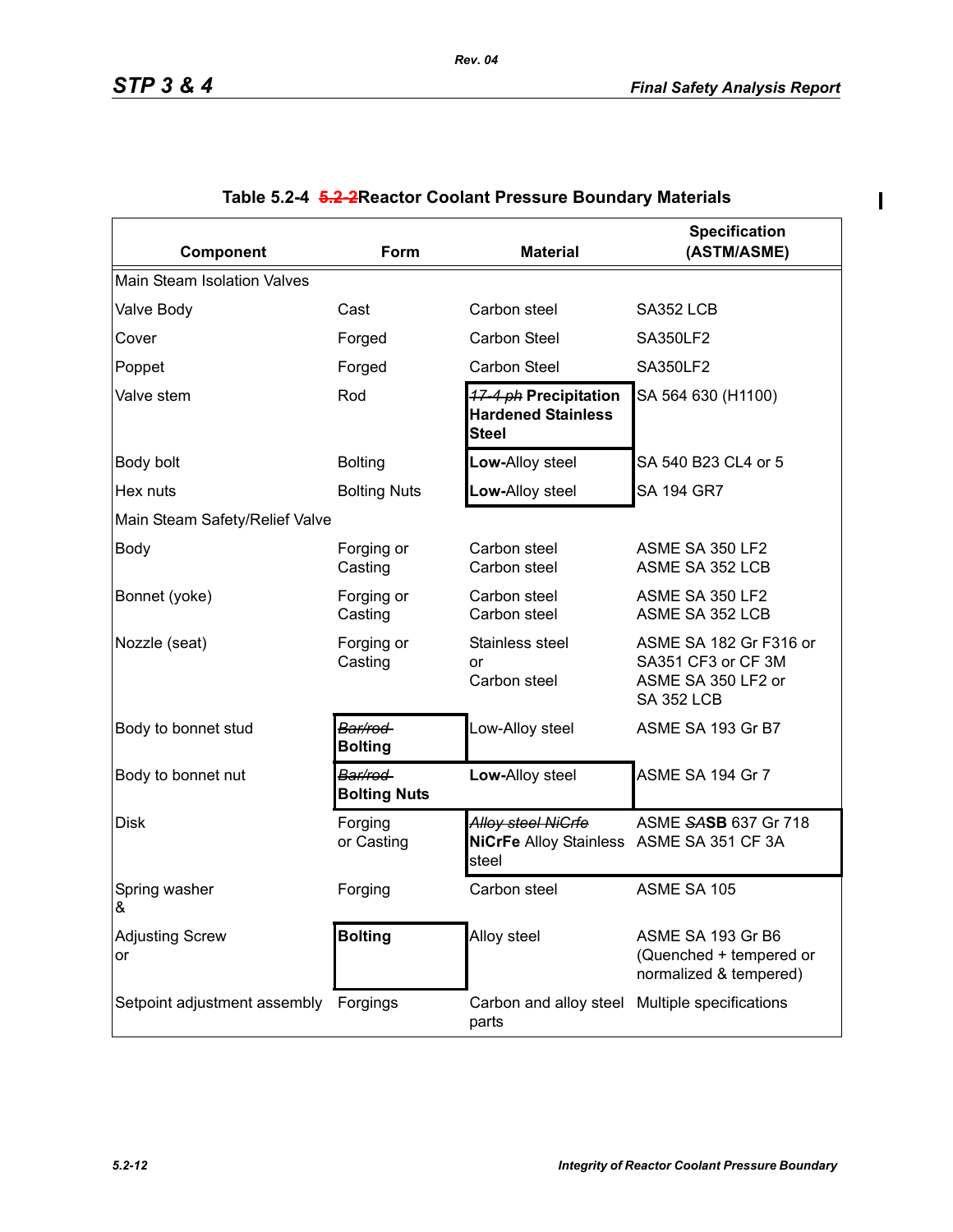## Table 5.2-4 ~~5.2-2~~Reactor Coolant Pressure Boundary Materials

| Component | Form | Material | Specification (ASTM/ASME) |
|---|---|---|---|
| Main Steam Isolation Valves | | | |
| Valve Body | Cast | Carbon steel | SA352 LCB |
| Cover | Forged | Carbon Steel | SA350LF2 |
| Poppet | Forged | Carbon Steel | SA350LF2 |
| Valve stem | Rod | ~~17-4 ph~~ **Precipitation Hardened Stainless Steel** | SA 564 630 (H1100) |
| Body bolt | Bolting | **Low-**Alloy steel | SA 540 B23 CL4 or 5 |
| Hex nuts | Bolting Nuts | **Low-**Alloy steel | SA 194 GR7 |
| Main Steam Safety/Relief Valve | | | |
| Body | Forging or Casting | Carbon steel<br>Carbon steel | ASME SA 350 LF2<br>ASME SA 352 LCB |
| Bonnet (yoke) | Forging or Casting | Carbon steel<br>Carbon steel | ASME SA 350 LF2<br>ASME SA 352 LCB |
| Nozzle (seat) | Forging or Casting | Stainless steel<br>or<br>Carbon steel | ASME SA 182 Gr F316 or SA351 CF3 or CF 3M<br>ASME SA 350 LF2 or SA 352 LCB |
| Body to bonnet stud | ~~Bar/rod~~ **Bolting** | Low-Alloy steel | ASME SA 193 Gr B7 |
| Body to bonnet nut | ~~Bar/rod~~ **Bolting Nuts** | **Low-**Alloy steel | ASME SA 194 Gr 7 |
| Disk | Forging or Casting | ~~Alloy steel NiCrfe~~ **NiCrFe** Alloy Stainless steel | ASME ~~SA~~**SB** 637 Gr 718<br>ASME SA 351 CF 3A |
| Spring washer<br>& | Forging | Carbon steel | ASME SA 105 |
| Adjusting Screw<br>or | **Bolting** | Alloy steel | ASME SA 193 Gr B6 (Quenched + tempered or normalized & tempered) |
| Setpoint adjustment assembly | Forgings | Carbon and alloy steel parts | Multiple specifications |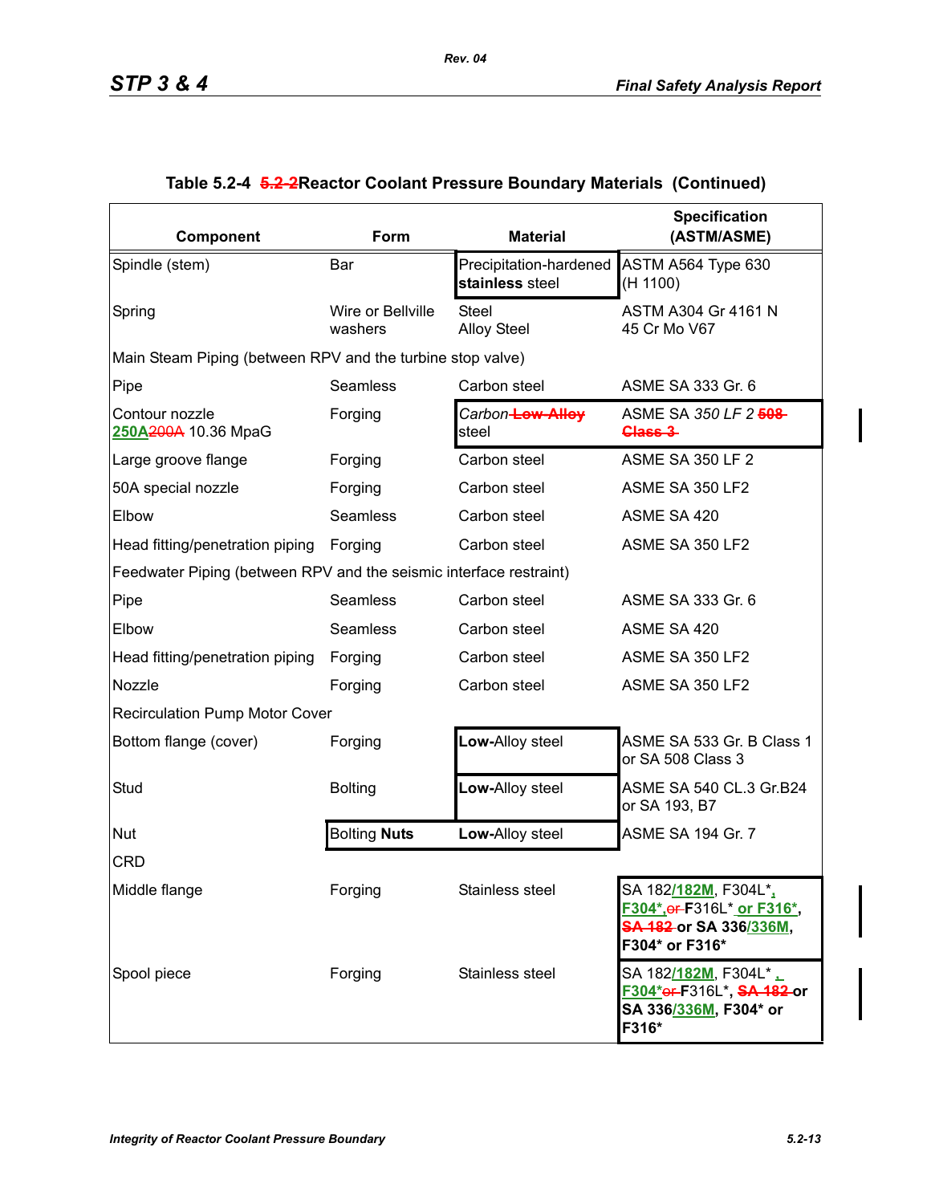**Table 5.2-4 ~~5.2-2~~Reactor Coolant Pressure Boundary Materials (Continued)**

| Component | Form | Material | Specification (ASTM/ASME) |
|---|---|---|---|
| Spindle (stem) | Bar | Precipitation-hardened **stainless** steel | ASTM A564 Type 630 (H 1100) |
| Spring | Wire or Bellville washers | Steel Alloy Steel | ASTM A304 Gr 4161 N 45 Cr Mo V67 |
| Main Steam Piping (between RPV and the turbine stop valve) | | | |
| Pipe | Seamless | Carbon steel | ASME SA 333 Gr. 6 |
| Contour nozzle 250A~~200A~~ 10.36 MpaG | Forging | *Carbon* ~~Low-Alloy~~ steel | ASME SA *350 LF 2* ~~508 Class 3~~ |
| Large groove flange | Forging | Carbon steel | ASME SA 350 LF 2 |
| 50A special nozzle | Forging | Carbon steel | ASME SA 350 LF2 |
| Elbow | Seamless | Carbon steel | ASME SA 420 |
| Head fitting/penetration piping | Forging | Carbon steel | ASME SA 350 LF2 |
| Feedwater Piping (between RPV and the seismic interface restraint) | | | |
| Pipe | Seamless | Carbon steel | ASME SA 333 Gr. 6 |
| Elbow | Seamless | Carbon steel | ASME SA 420 |
| Head fitting/penetration piping | Forging | Carbon steel | ASME SA 350 LF2 |
| Nozzle | Forging | Carbon steel | ASME SA 350 LF2 |
| Recirculation Pump Motor Cover | | | |
| Bottom flange (cover) | Forging | **Low-**Alloy steel | ASME SA 533 Gr. B Class 1 or SA 508 Class 3 |
| Stud | Bolting | **Low-**Alloy steel | ASME SA 540 CL.3 Gr.B24 or SA 193, B7 |
| Nut | Bolting **Nuts** | **Low-**Alloy steel | ASME SA 194 Gr. 7 |
| CRD | | | |
| Middle flange | Forging | Stainless steel | SA 182/182M, F304L*, F304*, ~~or~~ F316L* or F316*, ~~SA 182~~ **or SA 336/336M, F304* or F316*** |
| Spool piece | Forging | Stainless steel | SA 182/182M, F304L* , F304* ~~or~~ F316L*, ~~SA 182~~ **or SA 336/336M, F304* or F316*** |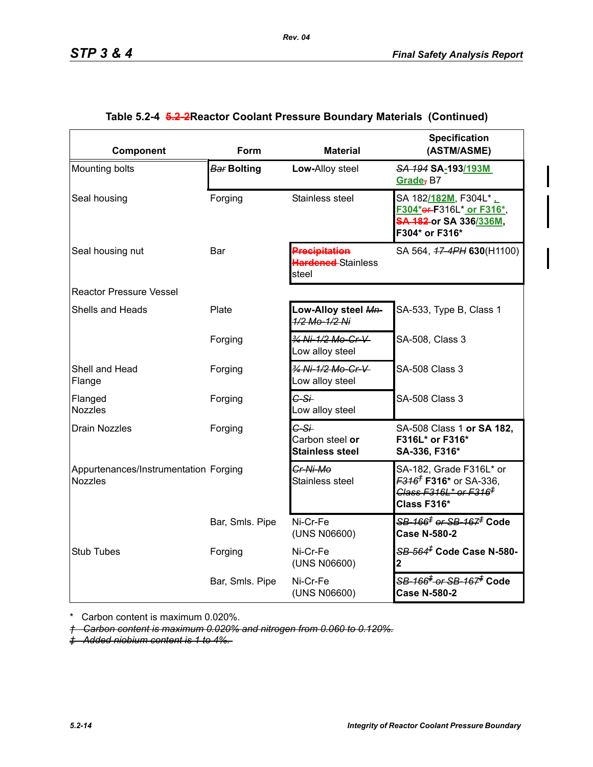Table 5.2-4 ~~5.2-2~~Reactor Coolant Pressure Boundary Materials (Continued)

| Component | Form | Material | Specification (ASTM/ASME) |
|---|---|---|---|
| Mounting bolts | ~~Bar~~ **Bolting** | **Low-**Alloy steel | ~~SA 194~~ **SA-193/193M Grade**~~,~~ B7 |
| Seal housing | Forging | Stainless steel | SA 182/182M, F304L* , F304* ~~or~~ F316L* or F316*, ~~SA 182~~ **or SA 336/336M, F304* or F316*** |
| Seal housing nut | Bar | ~~Precipitation Hardened~~ Stainless steel | SA 564, ~~17-4PH~~ **630**(H1100) |
| Reactor Pressure Vessel | | | |
| Shells and Heads | Plate | **Low-Alloy steel** ~~Mn-1/2 Mo-1/2 Ni~~ | SA-533, Type B, Class 1 |
| | Forging | ~~¾ Ni-1/2 Mo-Cr-V~~ Low alloy steel | SA-508, Class 3 |
| Shell and Head Flange | Forging | ~~¾ Ni-1/2 Mo-Cr-V~~ Low alloy steel | SA-508 Class 3 |
| Flanged Nozzles | Forging | ~~C-Si~~ Low alloy steel | SA-508 Class 3 |
| Drain Nozzles | Forging | ~~C-Si~~ Carbon steel **or Stainless steel** | SA-508 Class 1 **or SA 182, F316L* or F316* SA-336, F316*** |
| Appurtenances/Instrumentation Nozzles | Forging | ~~Cr-Ni-Mo~~ Stainless steel | SA-182, Grade F316L* or ~~F316†~~ **F316*** or SA-336, ~~Class F316L* or F316‡~~ **Class F316*** |
| | Bar, Smls. Pipe | Ni-Cr-Fe (UNS N06600) | ~~SB-166‡ or SB-167‡~~ **Code Case N-580-2** |
| Stub Tubes | Forging | Ni-Cr-Fe (UNS N06600) | ~~SB-564‡~~ **Code Case N-580-2** |
| | Bar, Smls. Pipe | Ni-Cr-Fe (UNS N06600) | ~~SB-166‡ or SB-167‡~~ **Code Case N-580-2** |

\* Carbon content is maximum 0.020%.

~~† Carbon content is maximum 0.020% and nitrogen from 0.060 to 0.120%.~~

~~‡ Added niobium content is 1 to 4%.~~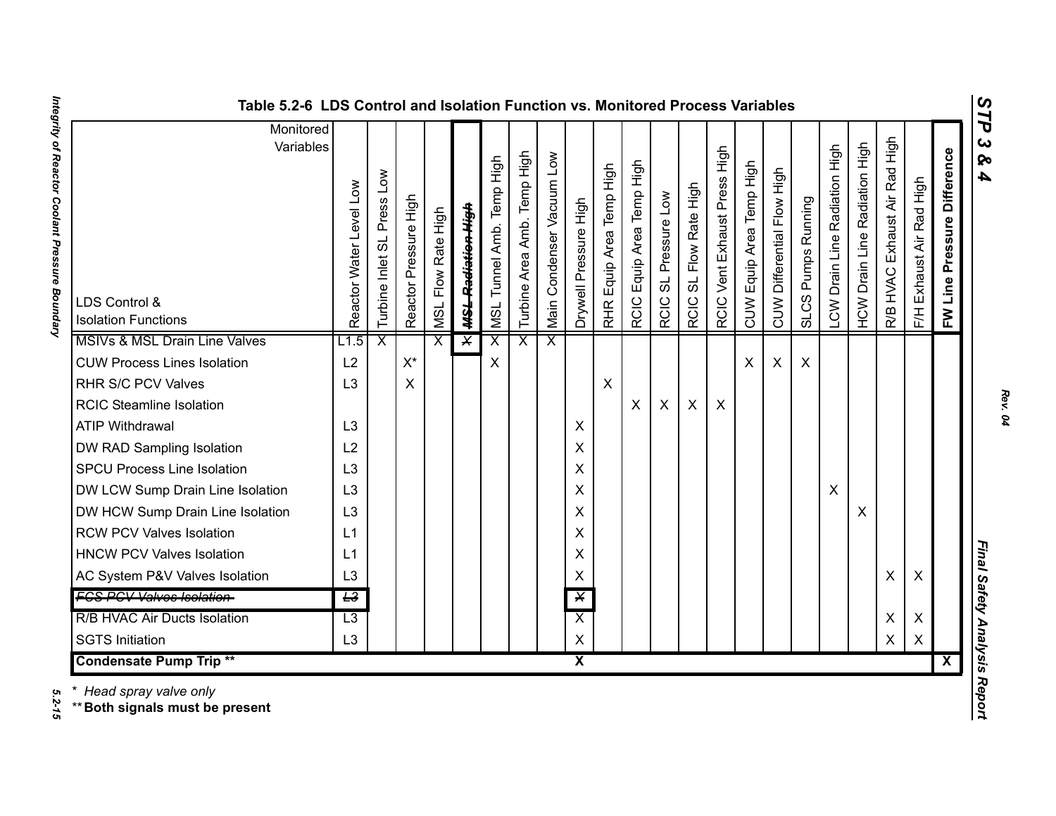**Table 5.2-6 LDS Control and Isolation Function vs. Monitored Process Variables**

| LDS Control & Isolation Functions \ Monitored Variables | Reactor Water Level Low | Turbine Inlet SL Press Low | Reactor Pressure High | MSL Flow Rate High | ~~MSL Radiation High~~ | MSL Tunnel Amb. Temp High | Turbine Area Amb. Temp High | Main Condenser Vacuum Low | Drywell Pressure High | RHR Equip Area Temp High | RCIC Equip Area Temp High | RCIC SL Pressure Low | RCIC SL Flow Rate High | RCIC Vent Exhaust Press High | CUW Equip Area Temp High | CUW Differential Flow High | SLCS Pumps Running | LCW Drain Line Radiation High | HCW Drain Line Radiation High | R/B HVAC Exhaust Air Rad High | F/H Exhaust Air Rad High | **FW Line Pressure Difference** |
|---|---|---|---|---|---|---|---|---|---|---|---|---|---|---|---|---|---|---|---|---|---|---|
| MSIVs & MSL Drain Line Valves | L1.5 | X | | X | ~~X~~ | X | X | X | | | | | | | | | | | | | | |
| CUW Process Lines Isolation | L2 | | X* | | | X | | | | | | | | | X | X | X | | | | | |
| RHR S/C PCV Valves | L3 | | X | | | | | | | X | | | | | | | | | | | | |
| RCIC Steamline Isolation | | | | | | | | | | | X | X | X | X | | | | | | | | |
| ATIP Withdrawal | L3 | | | | | | | | X | | | | | | | | | | | | | |
| DW RAD Sampling Isolation | L2 | | | | | | | | X | | | | | | | | | | | | | |
| SPCU Process Line Isolation | L3 | | | | | | | | X | | | | | | | | | | | | | |
| DW LCW Sump Drain Line Isolation | L3 | | | | | | | | X | | | | | | | | | X | | | | |
| DW HCW Sump Drain Line Isolation | L3 | | | | | | | | X | | | | | | | | | | X | | | |
| RCW PCV Valves Isolation | L1 | | | | | | | | X | | | | | | | | | | | | | |
| HNCW PCV Valves Isolation | L1 | | | | | | | | X | | | | | | | | | | | | | |
| AC System P&V Valves Isolation | L3 | | | | | | | | X | | | | | | | | | | | X | X | |
| ~~FCS PCV Valves Isolation~~ | ~~L3~~ | | | | | | | | ~~X~~ | | | | | | | | | | | | | |
| R/B HVAC Air Ducts Isolation | L3 | | | | | | | | X | | | | | | | | | | | X | X | |
| SGTS Initiation | L3 | | | | | | | | X | | | | | | | | | | | X | X | |
| **Condensate Pump Trip** ** | | | | | | | | | **X** | | | | | | | | | | | | | **X** |

\* *Head spray valve only*

** **Both signals must be present**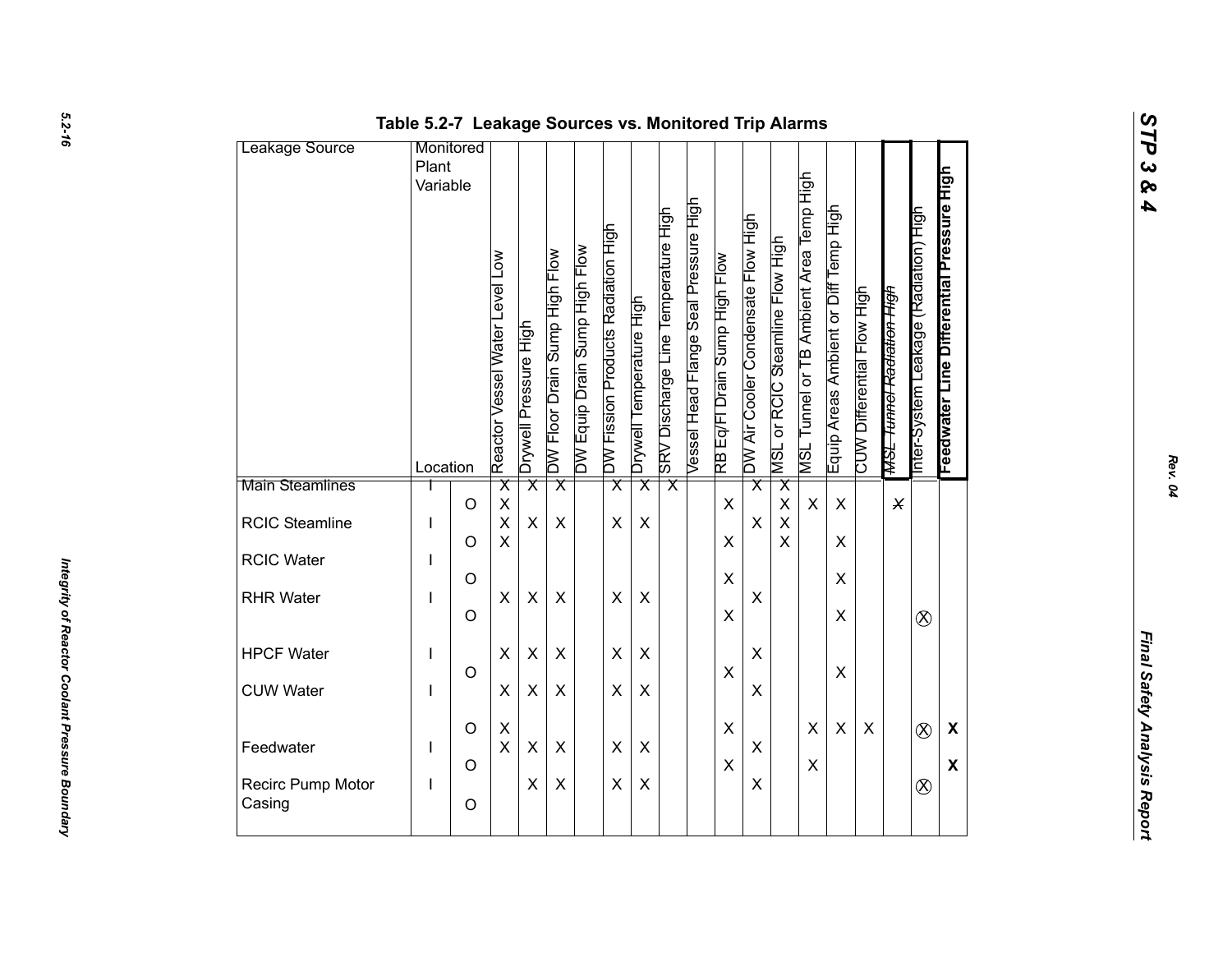## Table 5.2-7 Leakage Sources vs. Monitored Trip Alarms

| Leakage Source | Monitored Plant Variable Location | | Reactor Vessel Water Level Low | Drywell Pressure High | DW Floor Drain Sump High Flow | DW Equip Drain Sump High Flow | DW Fission Products Radiation High | Drywell Temperature High | SRV Discharge Line Temperature High | Vessel Head Flange Seal Pressure High | RB Eq/Fl Drain Sump High Flow | DW Air Cooler Condensate Flow High | MSL or RCIC Steamline Flow High | MSL Tunnel or TB Ambient Area Temp High | Equip Areas Ambient or Diff Temp High | CUW Differential Flow High | ~~MSL Tunnel Radiation High~~ | Inter-System Leakage (Radiation) High | **Feedwater Line Differential Pressure High** |
|---|---|---|---|---|---|---|---|---|---|---|---|---|---|---|---|---|---|---|---|
| Main Steamlines | I | | X | X | X | | X | X | X | | | X | X | | | | | | |
| | | O | X | | | | | | | | X | | X | X | X | | ~~X~~ | | |
| RCIC Steamline | I | | X | X | X | | X | X | | | | X | X | | | | | | |
| | | O | X | | | | | | | | X | | X | | X | | | | |
| RCIC Water | I | | | | | | | | | | | | | | | | | | |
| | | O | | | | | | | | | X | | | | X | | | | |
| RHR Water | I | | X | X | X | | X | X | | | | X | | | | | | | |
| | | O | | | | | | | | | X | | | | X | | | ⊗ | |
| HPCF Water | I | | X | X | X | | X | X | | | | X | | | | | | | |
| | | O | | | | | | | | | X | | | | X | | | | |
| CUW Water | I | | X | X | X | | X | X | | | | X | | | | | | | |
| | | O | X | | | | | | | | X | | | X | X | X | | ⊗ | **X** |
| Feedwater | I | | X | X | X | | X | X | | | | X | | | | | | | |
| | | O | | | | | | | | | X | | | X | | | | | **X** |
| Recirc Pump Motor Casing | I | | | X | X | | X | X | | | | X | | | | | | ⊗ | |
| | | O | | | | | | | | | | | | | | | | | |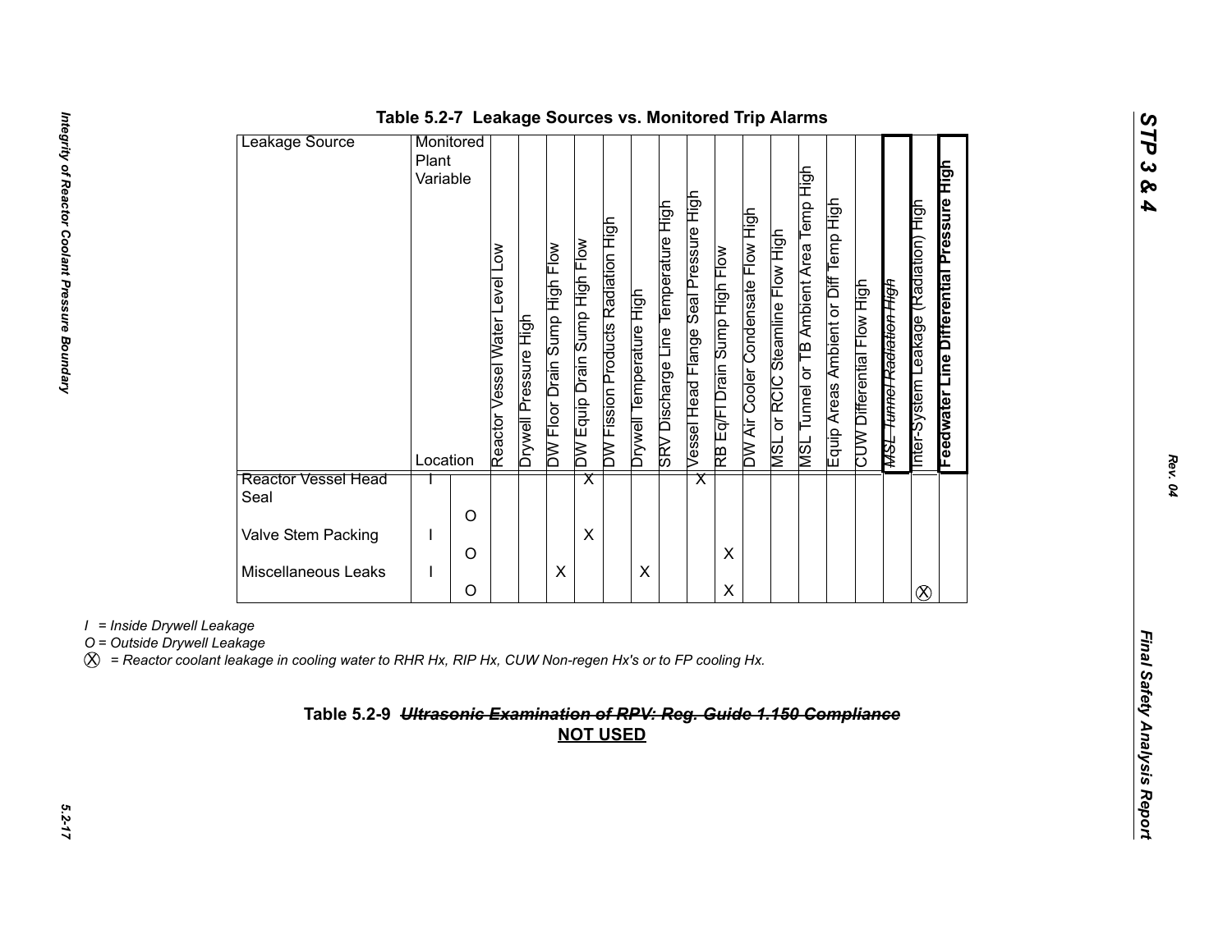**Table 5.2-7 Leakage Sources vs. Monitored Trip Alarms**

| Leakage Source | Monitored Plant Variable / Location | Reactor Vessel Water Level Low | Drywell Pressure High | DW Floor Drain Sump High Flow | DW Equip Drain Sump High Flow | DW Fission Products Radiation High | Drywell Temperature High | SRV Discharge Line Temperature High | Vessel Head Flange Seal Pressure High | RB Eq/Fl Drain Sump High Flow | DW Air Cooler Condensate Flow High | MSL or RCIC Steamline Flow High | MSL Tunnel or TB Ambient Area Temp High | Equip Areas Ambient or Diff Temp High | CUW Differential Flow High | ~~MSL Tunnel Radiation High~~ | Inter-System Leakage (Radiation) High | **Feedwater Line Differential Pressure High** |
|---|---|---|---|---|---|---|---|---|---|---|---|---|---|---|---|---|---|---|
| Reactor Vessel Head Seal | I | | | | X | | | | X | | | | | | | | | |
| | O | | | | | | | | | | | | | | | | | |
| Valve Stem Packing | I | | | | X | | | | | | | | | | | | | |
| | O | | | | | | | | | X | | | | | | | | |
| Miscellaneous Leaks | I | | | X | | | X | | | | | | | | | | | |
| | O | | | | | | | | | X | | | | | | | ⓧ | |

*I = Inside Drywell Leakage*

*O = Outside Drywell Leakage*

*ⓧ = Reactor coolant leakage in cooling water to RHR Hx, RIP Hx, CUW Non-regen Hx's or to FP cooling Hx.*

**Table 5.2-9 ~~Ultrasonic Examination of RPV: Reg. Guide 1.150 Compliance~~**
**NOT USED**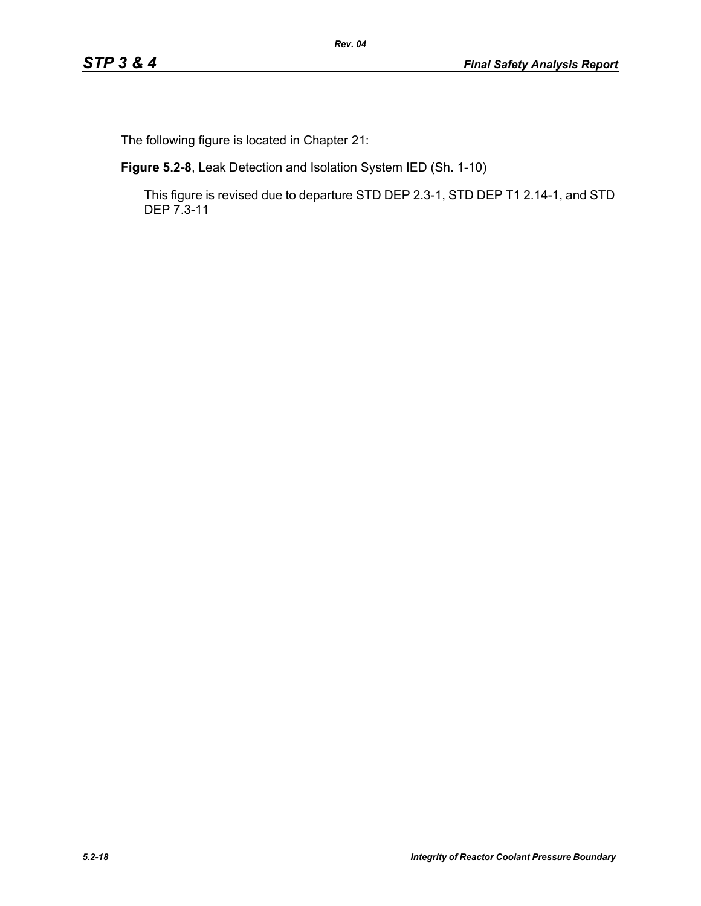The following figure is located in Chapter 21:

**Figure 5.2-8**, Leak Detection and Isolation System IED (Sh. 1-10)

This figure is revised due to departure STD DEP 2.3-1, STD DEP T1 2.14-1, and STD DEP 7.3-11